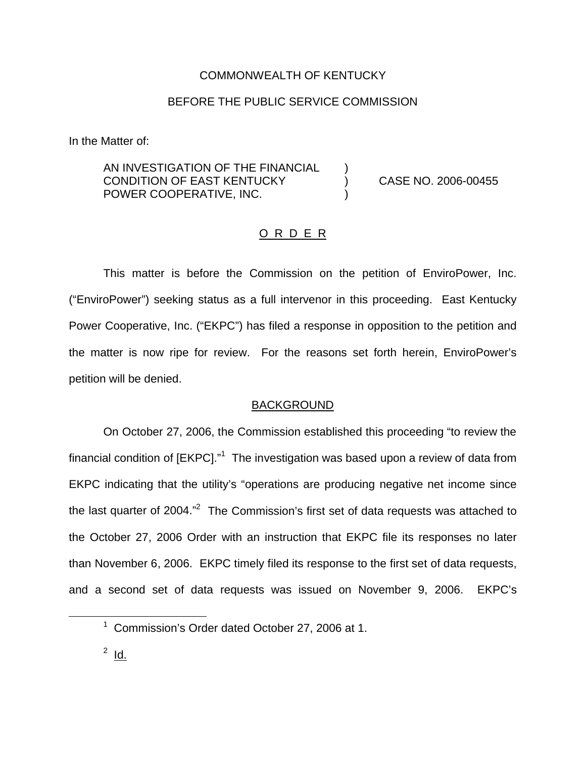COMMONWEALTH OF KENTUCKY

BEFORE THE PUBLIC SERVICE COMMISSION

In the Matter of:

AN INVESTIGATION OF THE FINANCIAL CONDITION OF EAST KENTUCKY POWER COOPERATIVE, INC. ) CASE NO. 2006-00455

O R D E R

This matter is before the Commission on the petition of EnviroPower, Inc. ("EnviroPower") seeking status as a full intervenor in this proceeding. East Kentucky Power Cooperative, Inc. ("EKPC") has filed a response in opposition to the petition and the matter is now ripe for review. For the reasons set forth herein, EnviroPower's petition will be denied.

BACKGROUND

On October 27, 2006, the Commission established this proceeding "to review the financial condition of [EKPC]."[1] The investigation was based upon a review of data from EKPC indicating that the utility's "operations are producing negative net income since the last quarter of 2004."[2] The Commission's first set of data requests was attached to the October 27, 2006 Order with an instruction that EKPC file its responses no later than November 6, 2006. EKPC timely filed its response to the first set of data requests, and a second set of data requests was issued on November 9, 2006. EKPC's

[1] Commission's Order dated October 27, 2006 at 1.

[2] Id.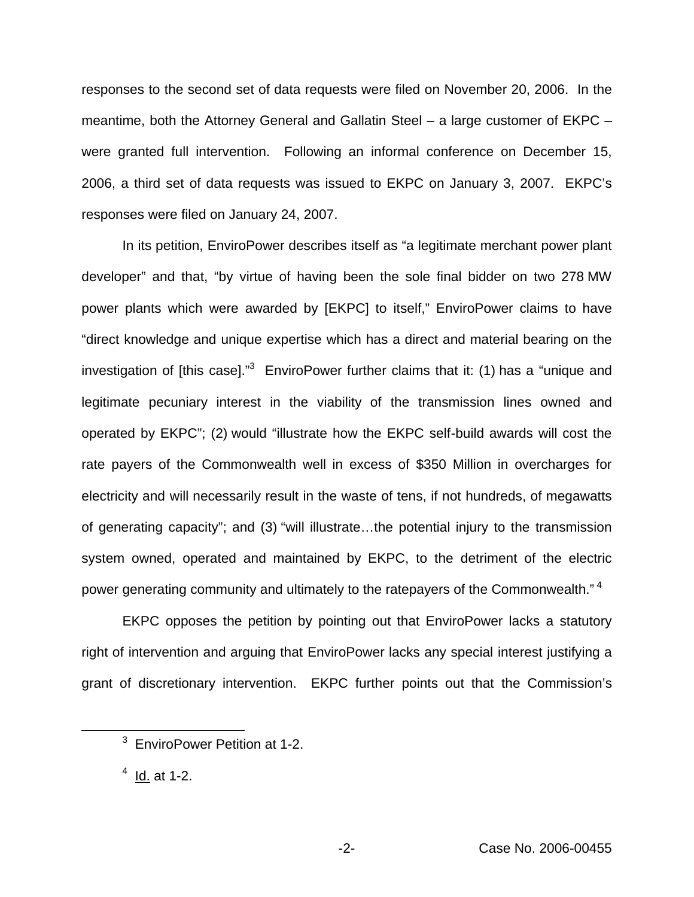responses to the second set of data requests were filed on November 20, 2006. In the meantime, both the Attorney General and Gallatin Steel – a large customer of EKPC – were granted full intervention. Following an informal conference on December 15, 2006, a third set of data requests was issued to EKPC on January 3, 2007. EKPC's responses were filed on January 24, 2007.

In its petition, EnviroPower describes itself as "a legitimate merchant power plant developer" and that, "by virtue of having been the sole final bidder on two 278 MW power plants which were awarded by [EKPC] to itself," EnviroPower claims to have "direct knowledge and unique expertise which has a direct and material bearing on the investigation of [this case]."[3] EnviroPower further claims that it: (1) has a "unique and legitimate pecuniary interest in the viability of the transmission lines owned and operated by EKPC"; (2) would "illustrate how the EKPC self-build awards will cost the rate payers of the Commonwealth well in excess of $350 Million in overcharges for electricity and will necessarily result in the waste of tens, if not hundreds, of megawatts of generating capacity"; and (3) "will illustrate…the potential injury to the transmission system owned, operated and maintained by EKPC, to the detriment of the electric power generating community and ultimately to the ratepayers of the Commonwealth."[4]

EKPC opposes the petition by pointing out that EnviroPower lacks a statutory right of intervention and arguing that EnviroPower lacks any special interest justifying a grant of discretionary intervention. EKPC further points out that the Commission's

[3] EnviroPower Petition at 1-2.

[4] Id. at 1-2.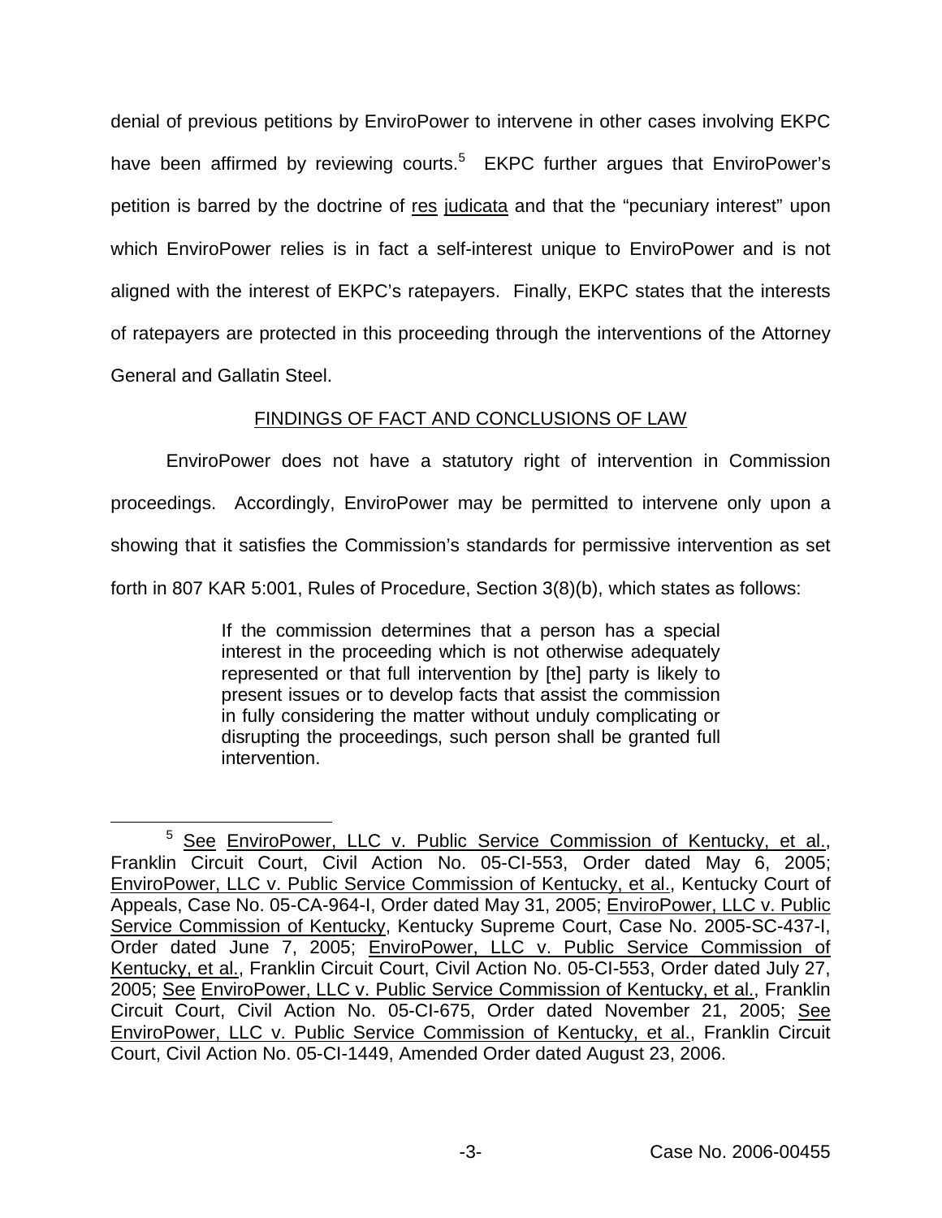denial of previous petitions by EnviroPower to intervene in other cases involving EKPC have been affirmed by reviewing courts.[5] EKPC further argues that EnviroPower's petition is barred by the doctrine of res judicata and that the "pecuniary interest" upon which EnviroPower relies is in fact a self-interest unique to EnviroPower and is not aligned with the interest of EKPC's ratepayers. Finally, EKPC states that the interests of ratepayers are protected in this proceeding through the interventions of the Attorney General and Gallatin Steel.

## FINDINGS OF FACT AND CONCLUSIONS OF LAW

EnviroPower does not have a statutory right of intervention in Commission proceedings. Accordingly, EnviroPower may be permitted to intervene only upon a showing that it satisfies the Commission's standards for permissive intervention as set forth in 807 KAR 5:001, Rules of Procedure, Section 3(8)(b), which states as follows:

> If the commission determines that a person has a special interest in the proceeding which is not otherwise adequately represented or that full intervention by [the] party is likely to present issues or to develop facts that assist the commission in fully considering the matter without unduly complicating or disrupting the proceedings, such person shall be granted full intervention.

---

[5] See EnviroPower, LLC v. Public Service Commission of Kentucky, et al., Franklin Circuit Court, Civil Action No. 05-CI-553, Order dated May 6, 2005; EnviroPower, LLC v. Public Service Commission of Kentucky, et al., Kentucky Court of Appeals, Case No. 05-CA-964-I, Order dated May 31, 2005; EnviroPower, LLC v. Public Service Commission of Kentucky, Kentucky Supreme Court, Case No. 2005-SC-437-I, Order dated June 7, 2005; EnviroPower, LLC v. Public Service Commission of Kentucky, et al., Franklin Circuit Court, Civil Action No. 05-CI-553, Order dated July 27, 2005; See EnviroPower, LLC v. Public Service Commission of Kentucky, et al., Franklin Circuit Court, Civil Action No. 05-CI-675, Order dated November 21, 2005; See EnviroPower, LLC v. Public Service Commission of Kentucky, et al., Franklin Circuit Court, Civil Action No. 05-CI-1449, Amended Order dated August 23, 2006.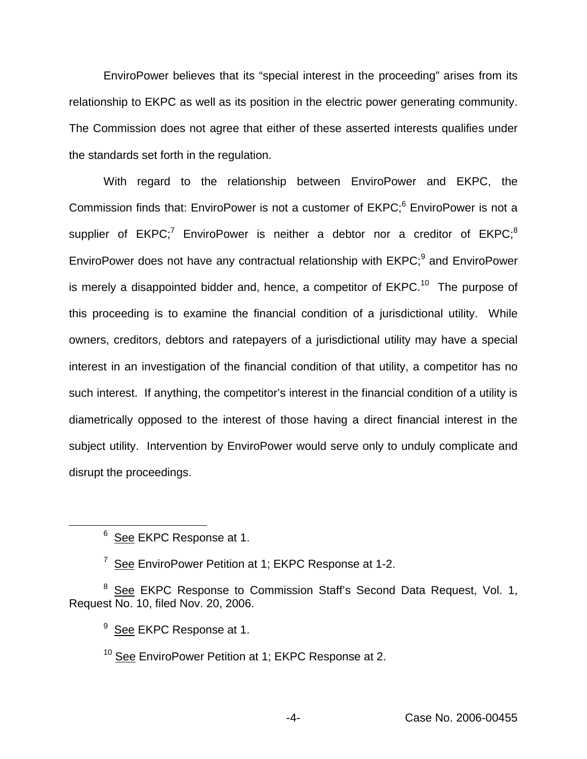EnviroPower believes that its "special interest in the proceeding" arises from its relationship to EKPC as well as its position in the electric power generating community. The Commission does not agree that either of these asserted interests qualifies under the standards set forth in the regulation.

With regard to the relationship between EnviroPower and EKPC, the Commission finds that: EnviroPower is not a customer of EKPC;[6] EnviroPower is not a supplier of EKPC;[7] EnviroPower is neither a debtor nor a creditor of EKPC;[8] EnviroPower does not have any contractual relationship with EKPC;[9] and EnviroPower is merely a disappointed bidder and, hence, a competitor of EKPC.[10] The purpose of this proceeding is to examine the financial condition of a jurisdictional utility. While owners, creditors, debtors and ratepayers of a jurisdictional utility may have a special interest in an investigation of the financial condition of that utility, a competitor has no such interest. If anything, the competitor's interest in the financial condition of a utility is diametrically opposed to the interest of those having a direct financial interest in the subject utility. Intervention by EnviroPower would serve only to unduly complicate and disrupt the proceedings.

---

[6] See EKPC Response at 1.

[7] See EnviroPower Petition at 1; EKPC Response at 1-2.

[8] See EKPC Response to Commission Staff's Second Data Request, Vol. 1, Request No. 10, filed Nov. 20, 2006.

[9] See EKPC Response at 1.

[10] See EnviroPower Petition at 1; EKPC Response at 2.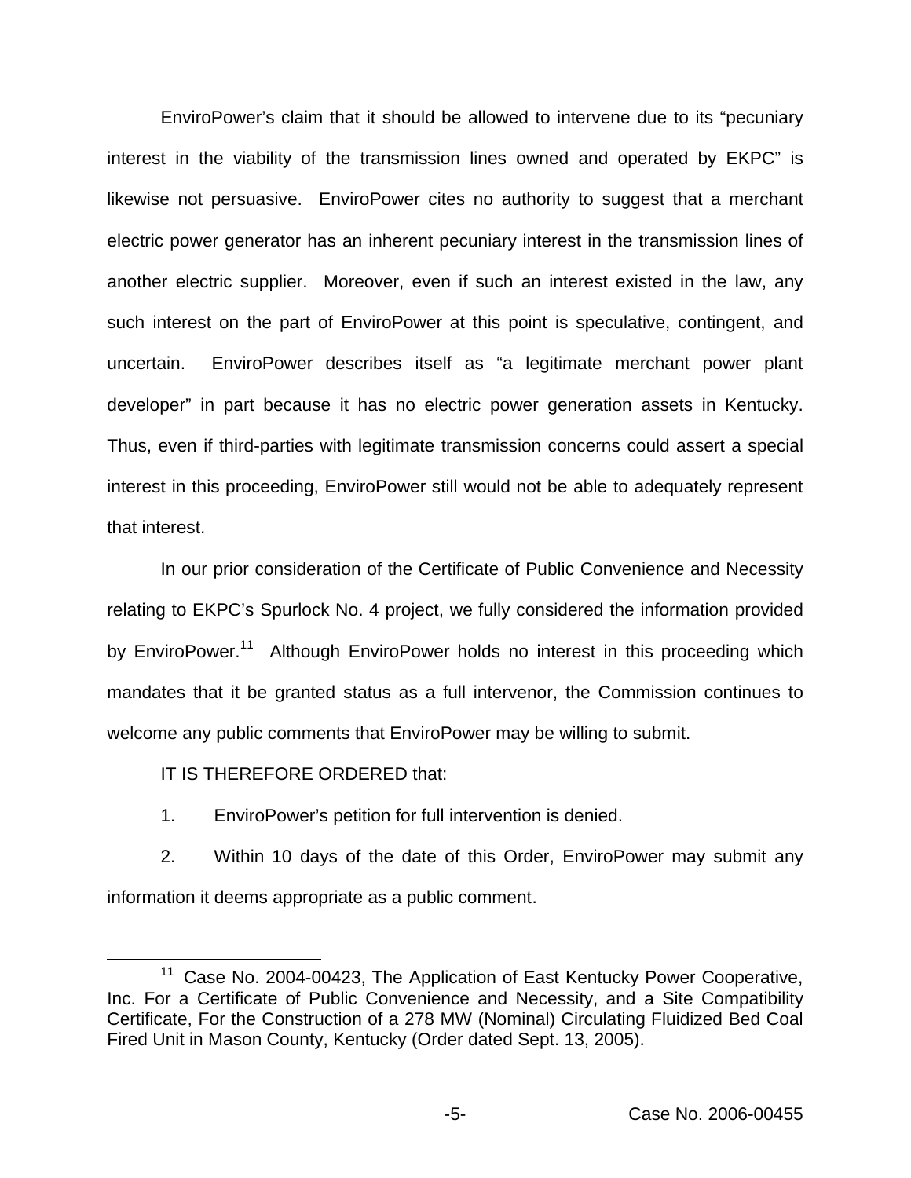EnviroPower's claim that it should be allowed to intervene due to its "pecuniary interest in the viability of the transmission lines owned and operated by EKPC" is likewise not persuasive. EnviroPower cites no authority to suggest that a merchant electric power generator has an inherent pecuniary interest in the transmission lines of another electric supplier. Moreover, even if such an interest existed in the law, any such interest on the part of EnviroPower at this point is speculative, contingent, and uncertain. EnviroPower describes itself as "a legitimate merchant power plant developer" in part because it has no electric power generation assets in Kentucky. Thus, even if third-parties with legitimate transmission concerns could assert a special interest in this proceeding, EnviroPower still would not be able to adequately represent that interest.

In our prior consideration of the Certificate of Public Convenience and Necessity relating to EKPC's Spurlock No. 4 project, we fully considered the information provided by EnviroPower.[11] Although EnviroPower holds no interest in this proceeding which mandates that it be granted status as a full intervenor, the Commission continues to welcome any public comments that EnviroPower may be willing to submit.

IT IS THEREFORE ORDERED that:

1. EnviroPower's petition for full intervention is denied.

2. Within 10 days of the date of this Order, EnviroPower may submit any information it deems appropriate as a public comment.

---

[11] Case No. 2004-00423, The Application of East Kentucky Power Cooperative, Inc. For a Certificate of Public Convenience and Necessity, and a Site Compatibility Certificate, For the Construction of a 278 MW (Nominal) Circulating Fluidized Bed Coal Fired Unit in Mason County, Kentucky (Order dated Sept. 13, 2005).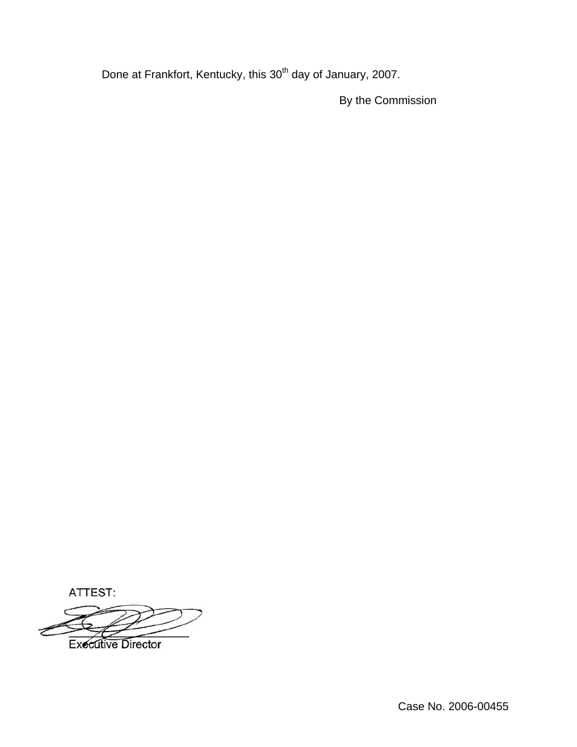Done at Frankfort, Kentucky, this 30th day of January, 2007.

By the Commission

ATTEST:

Executive Director

Case No. 2006-00455